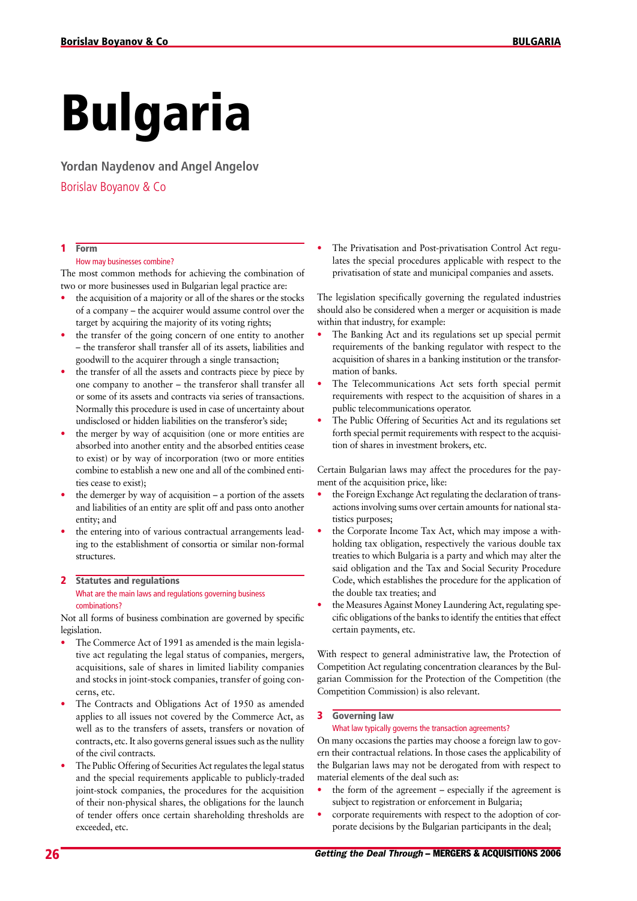# Bulgaria

**Yordan Naydenov and Angel Angelov**

Borislav Boyanov & Co

## 1 Form

### How may businesses combine?

The most common methods for achieving the combination of two or more businesses used in Bulgarian legal practice are:

- the acquisition of a majority or all of the shares or the stocks of a company – the acquirer would assume control over the target by acquiring the majority of its voting rights;
- the transfer of the going concern of one entity to another – the transferor shall transfer all of its assets, liabilities and goodwill to the acquirer through a single transaction;
- the transfer of all the assets and contracts piece by piece by one company to another – the transferor shall transfer all or some of its assets and contracts via series of transactions. Normally this procedure is used in case of uncertainty about undisclosed or hidden liabilities on the transferor's side;
- the merger by way of acquisition (one or more entities are absorbed into another entity and the absorbed entities cease to exist) or by way of incorporation (two or more entities combine to establish a new one and all of the combined entities cease to exist);
- the demerger by way of acquisition – a portion of the assets and liabilities of an entity are split off and pass onto another entity; and
- the entering into of various contractual arrangements leading to the establishment of consortia or similar non-formal structures.

## 2 Statutes and regulations

### What are the main laws and regulations governing business combinations?

Not all forms of business combination are governed by specific legislation.

- The Commerce Act of 1991 as amended is the main legislative act regulating the legal status of companies, mergers, acquisitions, sale of shares in limited liability companies and stocks in joint-stock companies, transfer of going concerns, etc.
- The Contracts and Obligations Act of 1950 as amended applies to all issues not covered by the Commerce Act, as well as to the transfers of assets, transfers or novation of contracts, etc. It also governs general issues such as the nullity of the civil contracts.
- The Public Offering of Securities Act regulates the legal status and the special requirements applicable to publicly-traded joint-stock companies, the procedures for the acquisition of their non-physical shares, the obligations for the launch of tender offers once certain shareholding thresholds are exceeded, etc.
- The Privatisation and Post-privatisation Control Act regulates the special procedures applicable with respect to the privatisation of state and municipal companies and assets.

The legislation specifically governing the regulated industries should also be considered when a merger or acquisition is made within that industry, for example:

- The Banking Act and its regulations set up special permit requirements of the banking regulator with respect to the acquisition of shares in a banking institution or the transformation of banks.
- The Telecommunications Act sets forth special permit requirements with respect to the acquisition of shares in a public telecommunications operator.
- The Public Offering of Securities Act and its regulations set forth special permit requirements with respect to the acquisition of shares in investment brokers, etc.

Certain Bulgarian laws may affect the procedures for the payment of the acquisition price, like:

- the Foreign Exchange Act regulating the declaration of transactions involving sums over certain amounts for national statistics purposes;
- the Corporate Income Tax Act, which may impose a withholding tax obligation, respectively the various double tax treaties to which Bulgaria is a party and which may alter the said obligation and the Tax and Social Security Procedure Code, which establishes the procedure for the application of the double tax treaties; and
- the Measures Against Money Laundering Act, regulating specific obligations of the banks to identify the entities that effect certain payments, etc.

With respect to general administrative law, the Protection of Competition Act regulating concentration clearances by the Bulgarian Commission for the Protection of the Competition (the Competition Commission) is also relevant.

## 3 Governing law

### What law typically governs the transaction agreements?

On many occasions the parties may choose a foreign law to govern their contractual relations. In those cases the applicability of the Bulgarian laws may not be derogated from with respect to material elements of the deal such as:

- the form of the agreement – especially if the agreement is subject to registration or enforcement in Bulgaria;
- corporate requirements with respect to the adoption of corporate decisions by the Bulgarian participants in the deal;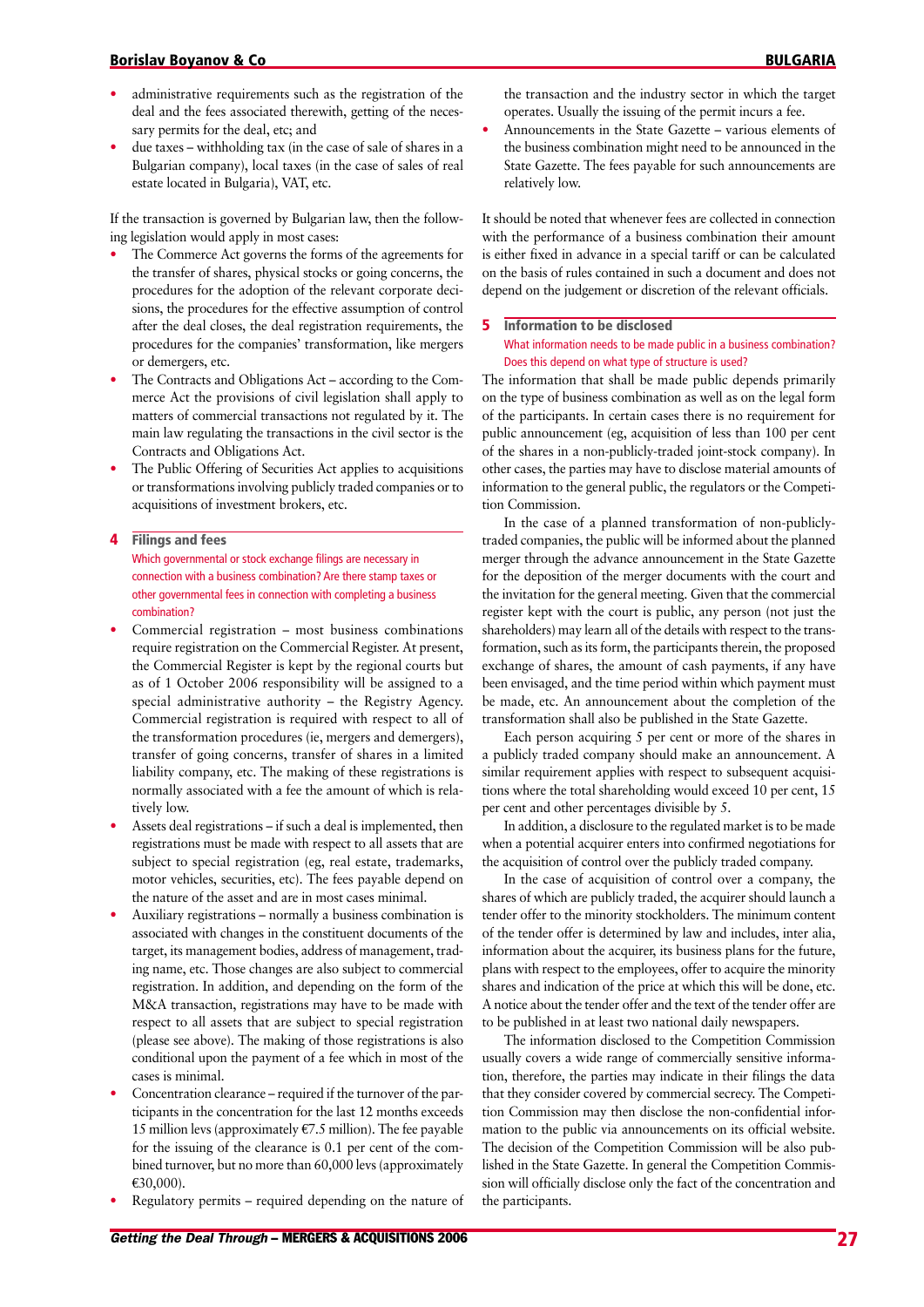- administrative requirements such as the registration of the deal and the fees associated therewith, getting of the necessary permits for the deal, etc; and
- due taxes – withholding tax (in the case of sale of shares in a Bulgarian company), local taxes (in the case of sales of real estate located in Bulgaria), VAT, etc.

If the transaction is governed by Bulgarian law, then the following legislation would apply in most cases:

- The Commerce Act governs the forms of the agreements for the transfer of shares, physical stocks or going concerns, the procedures for the adoption of the relevant corporate decisions, the procedures for the effective assumption of control after the deal closes, the deal registration requirements, the procedures for the companies' transformation, like mergers or demergers, etc.
- The Contracts and Obligations Act – according to the Commerce Act the provisions of civil legislation shall apply to matters of commercial transactions not regulated by it. The main law regulating the transactions in the civil sector is the Contracts and Obligations Act.
- The Public Offering of Securities Act applies to acquisitions or transformations involving publicly traded companies or to acquisitions of investment brokers, etc.

## 4 Filings and fees

**Which governmental or stock exchange filings are necessary in connection with a business combination? Are there stamp taxes or other governmental fees in connection with completing a business combination?**

- Commercial registration – most business combinations require registration on the Commercial Register. At present, the Commercial Register is kept by the regional courts but as of 1 October 2006 responsibility will be assigned to a special administrative authority – the Registry Agency. Commercial registration is required with respect to all of the transformation procedures (ie, mergers and demergers), transfer of going concerns, transfer of shares in a limited liability company, etc. The making of these registrations is normally associated with a fee the amount of which is relatively low.
- Assets deal registrations – if such a deal is implemented, then registrations must be made with respect to all assets that are subject to special registration (eg, real estate, trademarks, motor vehicles, securities, etc). The fees payable depend on the nature of the asset and are in most cases minimal.
- Auxiliary registrations – normally a business combination is associated with changes in the constituent documents of the target, its management bodies, address of management, trading name, etc. Those changes are also subject to commercial registration. In addition, and depending on the form of the M&A transaction, registrations may have to be made with respect to all assets that are subject to special registration (please see above). The making of those registrations is also conditional upon the payment of a fee which in most of the cases is minimal.
- Concentration clearance – required if the turnover of the participants in the concentration for the last 12 months exceeds 15 million levs (approximately €7.5 million). The fee payable for the issuing of the clearance is 0.1 per cent of the combined turnover, but no more than 60,000 levs (approximately €30,000).
- Regulatory permits – required depending on the nature of the transaction and the industry sector in which the target operates. Usually the issuing of the permit incurs a fee.
- Announcements in the State Gazette – various elements of the business combination might need to be announced in the State Gazette. The fees payable for such announcements are relatively low.

It should be noted that whenever fees are collected in connection with the performance of a business combination their amount is either fixed in advance in a special tariff or can be calculated on the basis of rules contained in such a document and does not depend on the judgement or discretion of the relevant officials.

## 5 Information to be disclosed

**What information needs to be made public in a business combination? Does this depend on what type of structure is used?**

The information that shall be made public depends primarily on the type of business combination as well as on the legal form of the participants. In certain cases there is no requirement for public announcement (eg, acquisition of less than 100 per cent of the shares in a non-publicly-traded joint-stock company). In other cases, the parties may have to disclose material amounts of information to the general public, the regulators or the Competition Commission.

In the case of a planned transformation of non-publicly-traded companies, the public will be informed about the planned merger through the advance announcement in the State Gazette for the deposition of the merger documents with the court and the invitation for the general meeting. Given that the commercial register kept with the court is public, any person (not just the shareholders) may learn all of the details with respect to the transformation, such as its form, the participants therein, the proposed exchange of shares, the amount of cash payments, if any have been envisaged, and the time period within which payment must be made, etc. An announcement about the completion of the transformation shall also be published in the State Gazette.

Each person acquiring 5 per cent or more of the shares in a publicly traded company should make an announcement. A similar requirement applies with respect to subsequent acquisitions where the total shareholding would exceed 10 per cent, 15 per cent and other percentages divisible by 5.

In addition, a disclosure to the regulated market is to be made when a potential acquirer enters into confirmed negotiations for the acquisition of control over the publicly traded company.

In the case of acquisition of control over a company, the shares of which are publicly traded, the acquirer should launch a tender offer to the minority stockholders. The minimum content of the tender offer is determined by law and includes, inter alia, information about the acquirer, its business plans for the future, plans with respect to the employees, offer to acquire the minority shares and indication of the price at which this will be done, etc. A notice about the tender offer and the text of the tender offer are to be published in at least two national daily newspapers.

The information disclosed to the Competition Commission usually covers a wide range of commercially sensitive information, therefore, the parties may indicate in their filings the data that they consider covered by commercial secrecy. The Competition Commission may then disclose the non-confidential information to the public via announcements on its official website. The decision of the Competition Commission will be also published in the State Gazette. In general the Competition Commission will officially disclose only the fact of the concentration and the participants.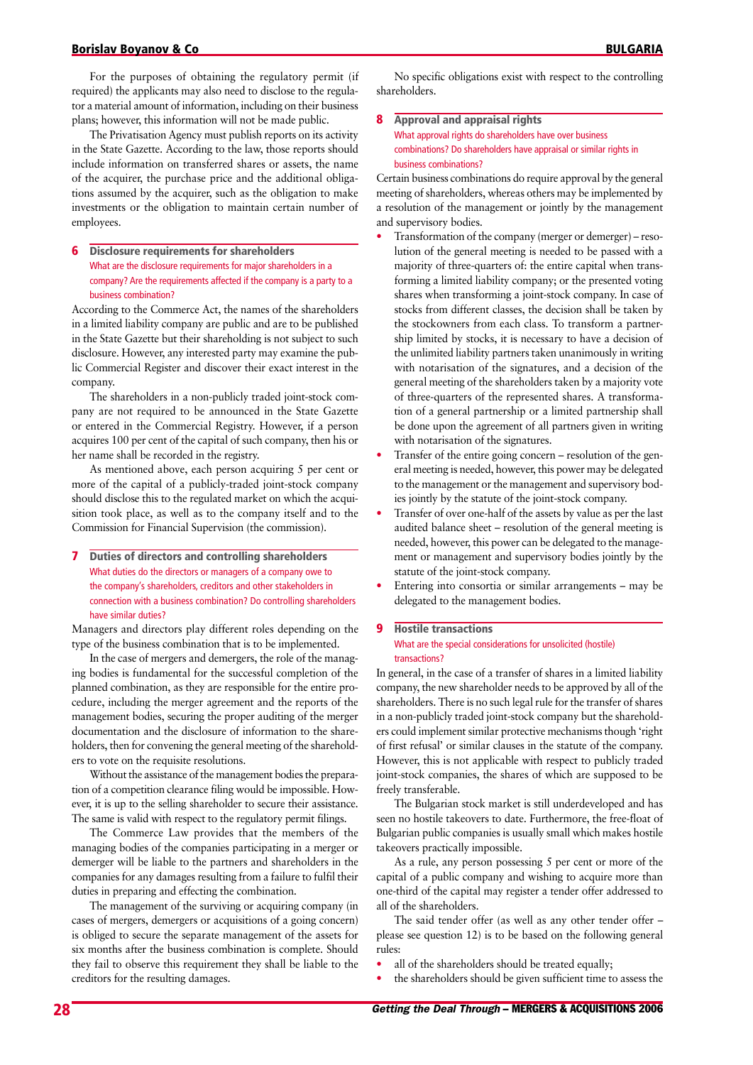For the purposes of obtaining the regulatory permit (if required) the applicants may also need to disclose to the regulator a material amount of information, including on their business plans; however, this information will not be made public.

The Privatisation Agency must publish reports on its activity in the State Gazette. According to the law, those reports should include information on transferred shares or assets, the name of the acquirer, the purchase price and the additional obligations assumed by the acquirer, such as the obligation to make investments or the obligation to maintain certain number of employees.

## 6 Disclosure requirements for shareholders

**What are the disclosure requirements for major shareholders in a company? Are the requirements affected if the company is a party to a business combination?**

According to the Commerce Act, the names of the shareholders in a limited liability company are public and are to be published in the State Gazette but their shareholding is not subject to such disclosure. However, any interested party may examine the public Commercial Register and discover their exact interest in the company.

The shareholders in a non-publicly traded joint-stock company are not required to be announced in the State Gazette or entered in the Commercial Registry. However, if a person acquires 100 per cent of the capital of such company, then his or her name shall be recorded in the registry.

As mentioned above, each person acquiring 5 per cent or more of the capital of a publicly-traded joint-stock company should disclose this to the regulated market on which the acquisition took place, as well as to the company itself and to the Commission for Financial Supervision (the commission).

## 7 Duties of directors and controlling shareholders

**What duties do the directors or managers of a company owe to the company's shareholders, creditors and other stakeholders in connection with a business combination? Do controlling shareholders have similar duties?**

Managers and directors play different roles depending on the type of the business combination that is to be implemented.

In the case of mergers and demergers, the role of the managing bodies is fundamental for the successful completion of the planned combination, as they are responsible for the entire procedure, including the merger agreement and the reports of the management bodies, securing the proper auditing of the merger documentation and the disclosure of information to the shareholders, then for convening the general meeting of the shareholders to vote on the requisite resolutions.

Without the assistance of the management bodies the preparation of a competition clearance filing would be impossible. However, it is up to the selling shareholder to secure their assistance. The same is valid with respect to the regulatory permit filings.

The Commerce Law provides that the members of the managing bodies of the companies participating in a merger or demerger will be liable to the partners and shareholders in the companies for any damages resulting from a failure to fulfil their duties in preparing and effecting the combination.

The management of the surviving or acquiring company (in cases of mergers, demergers or acquisitions of a going concern) is obliged to secure the separate management of the assets for six months after the business combination is complete. Should they fail to observe this requirement they shall be liable to the creditors for the resulting damages.

No specific obligations exist with respect to the controlling shareholders.

## 8 Approval and appraisal rights

**What approval rights do shareholders have over business combinations? Do shareholders have appraisal or similar rights in business combinations?**

Certain business combinations do require approval by the general meeting of shareholders, whereas others may be implemented by a resolution of the management or jointly by the management and supervisory bodies.

- Transformation of the company (merger or demerger) – resolution of the general meeting is needed to be passed with a majority of three-quarters of: the entire capital when transforming a limited liability company; or the presented voting shares when transforming a joint-stock company. In case of stocks from different classes, the decision shall be taken by the stockowners from each class. To transform a partnership limited by stocks, it is necessary to have a decision of the unlimited liability partners taken unanimously in writing with notarisation of the signatures, and a decision of the general meeting of the shareholders taken by a majority vote of three-quarters of the represented shares. A transformation of a general partnership or a limited partnership shall be done upon the agreement of all partners given in writing with notarisation of the signatures.
- Transfer of the entire going concern – resolution of the general meeting is needed, however, this power may be delegated to the management or the management and supervisory bodies jointly by the statute of the joint-stock company.
- Transfer of over one-half of the assets by value as per the last audited balance sheet – resolution of the general meeting is needed, however, this power can be delegated to the management or management and supervisory bodies jointly by the statute of the joint-stock company.
- Entering into consortia or similar arrangements – may be delegated to the management bodies.

## 9 Hostile transactions

**What are the special considerations for unsolicited (hostile) transactions?**

In general, in the case of a transfer of shares in a limited liability company, the new shareholder needs to be approved by all of the shareholders. There is no such legal rule for the transfer of shares in a non-publicly traded joint-stock company but the shareholders could implement similar protective mechanisms though 'right of first refusal' or similar clauses in the statute of the company. However, this is not applicable with respect to publicly traded joint-stock companies, the shares of which are supposed to be freely transferable.

The Bulgarian stock market is still underdeveloped and has seen no hostile takeovers to date. Furthermore, the free-float of Bulgarian public companies is usually small which makes hostile takeovers practically impossible.

As a rule, any person possessing 5 per cent or more of the capital of a public company and wishing to acquire more than one-third of the capital may register a tender offer addressed to all of the shareholders.

The said tender offer (as well as any other tender offer – please see question 12) is to be based on the following general rules:

- all of the shareholders should be treated equally;
- the shareholders should be given sufficient time to assess the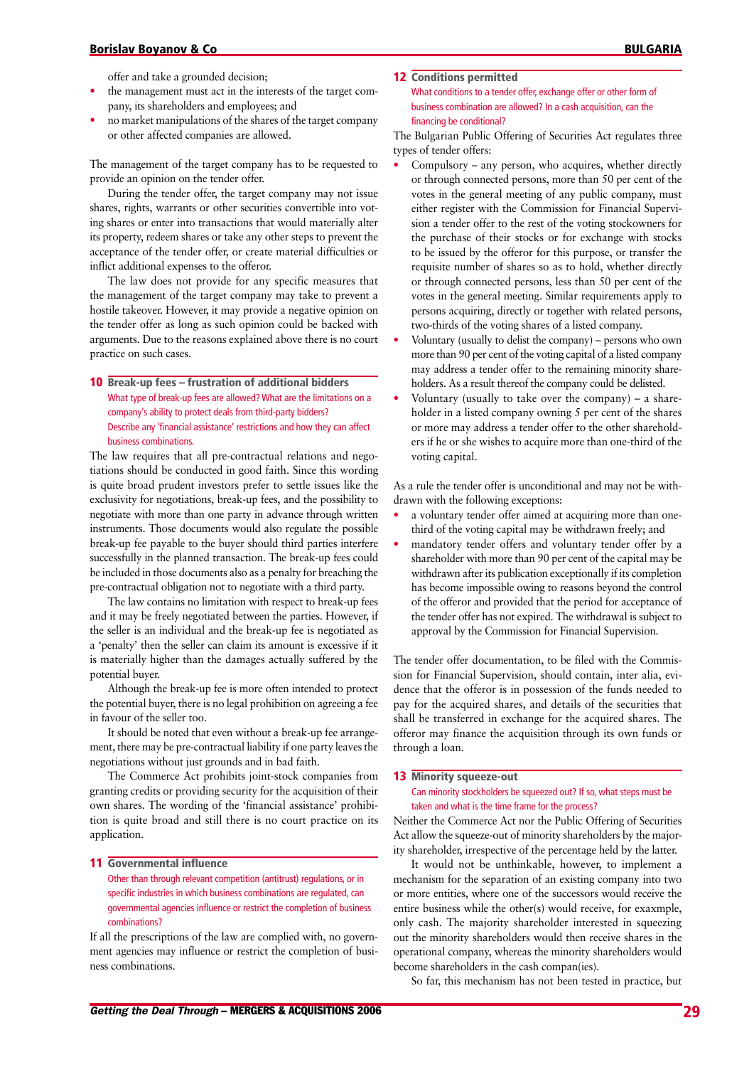offer and take a grounded decision;

- the management must act in the interests of the target company, its shareholders and employees; and
- no market manipulations of the shares of the target company or other affected companies are allowed.

The management of the target company has to be requested to provide an opinion on the tender offer.

During the tender offer, the target company may not issue shares, rights, warrants or other securities convertible into voting shares or enter into transactions that would materially alter its property, redeem shares or take any other steps to prevent the acceptance of the tender offer, or create material difficulties or inflict additional expenses to the offeror.

The law does not provide for any specific measures that the management of the target company may take to prevent a hostile takeover. However, it may provide a negative opinion on the tender offer as long as such opinion could be backed with arguments. Due to the reasons explained above there is no court practice on such cases.

## 10 Break-up fees – frustration of additional bidders

What type of break-up fees are allowed? What are the limitations on a company's ability to protect deals from third-party bidders? Describe any 'financial assistance' restrictions and how they can affect business combinations.

The law requires that all pre-contractual relations and negotiations should be conducted in good faith. Since this wording is quite broad prudent investors prefer to settle issues like the exclusivity for negotiations, break-up fees, and the possibility to negotiate with more than one party in advance through written instruments. Those documents would also regulate the possible break-up fee payable to the buyer should third parties interfere successfully in the planned transaction. The break-up fees could be included in those documents also as a penalty for breaching the pre-contractual obligation not to negotiate with a third party.

The law contains no limitation with respect to break-up fees and it may be freely negotiated between the parties. However, if the seller is an individual and the break-up fee is negotiated as a 'penalty' then the seller can claim its amount is excessive if it is materially higher than the damages actually suffered by the potential buyer.

Although the break-up fee is more often intended to protect the potential buyer, there is no legal prohibition on agreeing a fee in favour of the seller too.

It should be noted that even without a break-up fee arrangement, there may be pre-contractual liability if one party leaves the negotiations without just grounds and in bad faith.

The Commerce Act prohibits joint-stock companies from granting credits or providing security for the acquisition of their own shares. The wording of the 'financial assistance' prohibition is quite broad and still there is no court practice on its application.

## 11 Governmental influence

Other than through relevant competition (antitrust) regulations, or in specific industries in which business combinations are regulated, can governmental agencies influence or restrict the completion of business combinations?

If all the prescriptions of the law are complied with, no government agencies may influence or restrict the completion of business combinations.

## 12 Conditions permitted

What conditions to a tender offer, exchange offer or other form of business combination are allowed? In a cash acquisition, can the financing be conditional?

The Bulgarian Public Offering of Securities Act regulates three types of tender offers:

- Compulsory – any person, who acquires, whether directly or through connected persons, more than 50 per cent of the votes in the general meeting of any public company, must either register with the Commission for Financial Supervision a tender offer to the rest of the voting stockowners for the purchase of their stocks or for exchange with stocks to be issued by the offeror for this purpose, or transfer the requisite number of shares so as to hold, whether directly or through connected persons, less than 50 per cent of the votes in the general meeting. Similar requirements apply to persons acquiring, directly or together with related persons, two-thirds of the voting shares of a listed company.
- Voluntary (usually to delist the company) – persons who own more than 90 per cent of the voting capital of a listed company may address a tender offer to the remaining minority shareholders. As a result thereof the company could be delisted.
- Voluntary (usually to take over the company) – a shareholder in a listed company owning 5 per cent of the shares or more may address a tender offer to the other shareholders if he or she wishes to acquire more than one-third of the voting capital.

As a rule the tender offer is unconditional and may not be withdrawn with the following exceptions:

- a voluntary tender offer aimed at acquiring more than one-third of the voting capital may be withdrawn freely; and
- mandatory tender offers and voluntary tender offer by a shareholder with more than 90 per cent of the capital may be withdrawn after its publication exceptionally if its completion has become impossible owing to reasons beyond the control of the offeror and provided that the period for acceptance of the tender offer has not expired. The withdrawal is subject to approval by the Commission for Financial Supervision.

The tender offer documentation, to be filed with the Commission for Financial Supervision, should contain, inter alia, evidence that the offeror is in possession of the funds needed to pay for the acquired shares, and details of the securities that shall be transferred in exchange for the acquired shares. The offeror may finance the acquisition through its own funds or through a loan.

## 13 Minority squeeze-out

Can minority stockholders be squeezed out? If so, what steps must be taken and what is the time frame for the process?

Neither the Commerce Act nor the Public Offering of Securities Act allow the squeeze-out of minority shareholders by the majority shareholder, irrespective of the percentage held by the latter.

It would not be unthinkable, however, to implement a mechanism for the separation of an existing company into two or more entities, where one of the successors would receive the entire business while the other(s) would receive, for exaxmple, only cash. The majority shareholder interested in squeezing out the minority shareholders would then receive shares in the operational company, whereas the minority shareholders would become shareholders in the cash compan(ies).

So far, this mechanism has not been tested in practice, but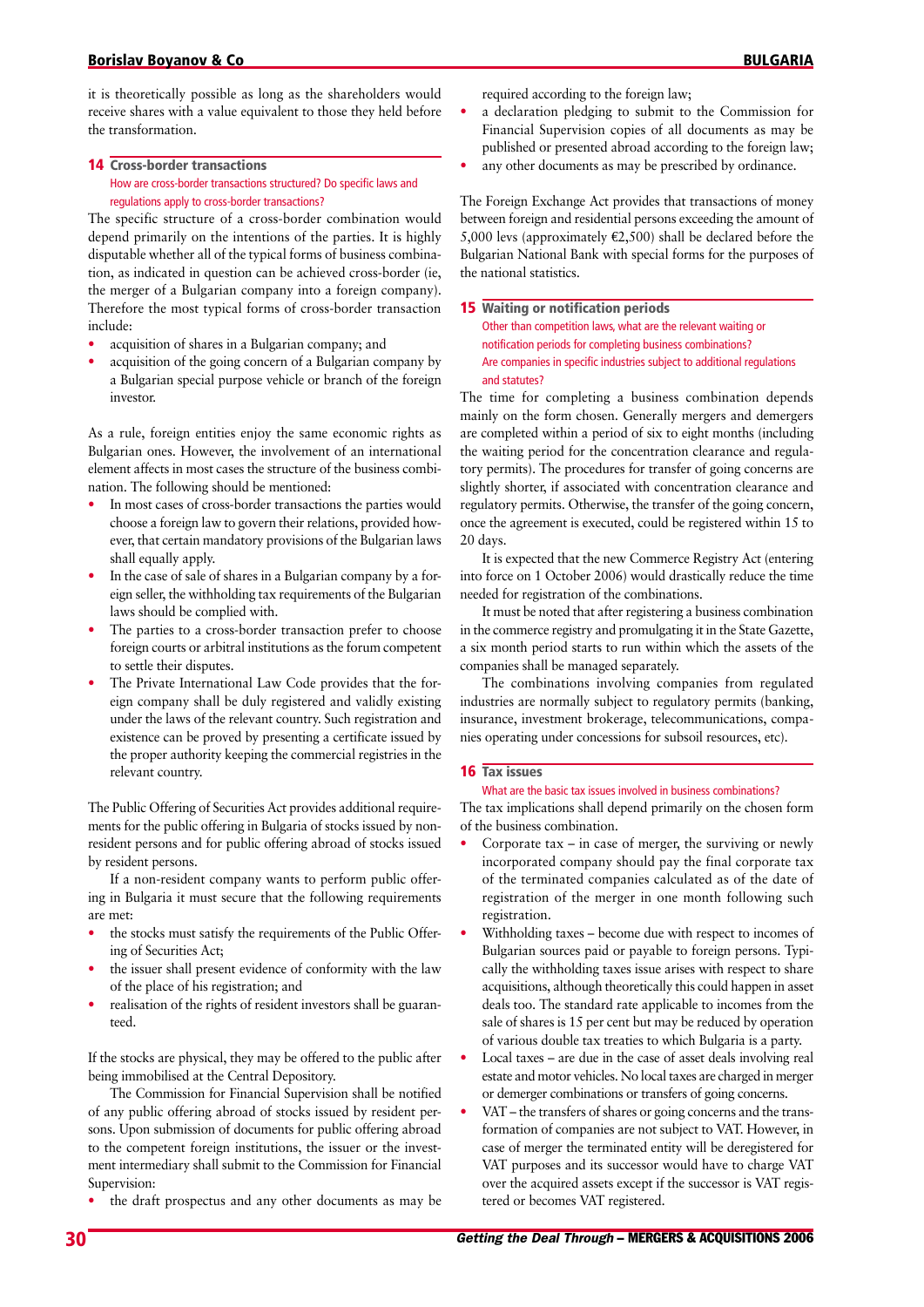it is theoretically possible as long as the shareholders would receive shares with a value equivalent to those they held before the transformation.

## 14 Cross-border transactions

How are cross-border transactions structured? Do specific laws and regulations apply to cross-border transactions?

The specific structure of a cross-border combination would depend primarily on the intentions of the parties. It is highly disputable whether all of the typical forms of business combination, as indicated in question can be achieved cross-border (ie, the merger of a Bulgarian company into a foreign company). Therefore the most typical forms of cross-border transaction include:

- acquisition of shares in a Bulgarian company; and
- acquisition of the going concern of a Bulgarian company by a Bulgarian special purpose vehicle or branch of the foreign investor.

As a rule, foreign entities enjoy the same economic rights as Bulgarian ones. However, the involvement of an international element affects in most cases the structure of the business combination. The following should be mentioned:

- In most cases of cross-border transactions the parties would choose a foreign law to govern their relations, provided however, that certain mandatory provisions of the Bulgarian laws shall equally apply.
- In the case of sale of shares in a Bulgarian company by a foreign seller, the withholding tax requirements of the Bulgarian laws should be complied with.
- The parties to a cross-border transaction prefer to choose foreign courts or arbitral institutions as the forum competent to settle their disputes.
- The Private International Law Code provides that the foreign company shall be duly registered and validly existing under the laws of the relevant country. Such registration and existence can be proved by presenting a certificate issued by the proper authority keeping the commercial registries in the relevant country.

The Public Offering of Securities Act provides additional requirements for the public offering in Bulgaria of stocks issued by nonresident persons and for public offering abroad of stocks issued by resident persons.

If a non-resident company wants to perform public offering in Bulgaria it must secure that the following requirements are met:

- the stocks must satisfy the requirements of the Public Offering of Securities Act;
- the issuer shall present evidence of conformity with the law of the place of his registration; and
- realisation of the rights of resident investors shall be guaranteed.

If the stocks are physical, they may be offered to the public after being immobilised at the Central Depository.

The Commission for Financial Supervision shall be notified of any public offering abroad of stocks issued by resident persons. Upon submission of documents for public offering abroad to the competent foreign institutions, the issuer or the investment intermediary shall submit to the Commission for Financial Supervision:

- the draft prospectus and any other documents as may be required according to the foreign law;
- a declaration pledging to submit to the Commission for Financial Supervision copies of all documents as may be published or presented abroad according to the foreign law;
- any other documents as may be prescribed by ordinance.

The Foreign Exchange Act provides that transactions of money between foreign and residential persons exceeding the amount of 5,000 levs (approximately €2,500) shall be declared before the Bulgarian National Bank with special forms for the purposes of the national statistics.

## 15 Waiting or notification periods

Other than competition laws, what are the relevant waiting or notification periods for completing business combinations? Are companies in specific industries subject to additional regulations and statutes?

The time for completing a business combination depends mainly on the form chosen. Generally mergers and demergers are completed within a period of six to eight months (including the waiting period for the concentration clearance and regulatory permits). The procedures for transfer of going concerns are slightly shorter, if associated with concentration clearance and regulatory permits. Otherwise, the transfer of the going concern, once the agreement is executed, could be registered within 15 to 20 days.

It is expected that the new Commerce Registry Act (entering into force on 1 October 2006) would drastically reduce the time needed for registration of the combinations.

It must be noted that after registering a business combination in the commerce registry and promulgating it in the State Gazette, a six month period starts to run within which the assets of the companies shall be managed separately.

The combinations involving companies from regulated industries are normally subject to regulatory permits (banking, insurance, investment brokerage, telecommunications, companies operating under concessions for subsoil resources, etc).

## 16 Tax issues

What are the basic tax issues involved in business combinations?

The tax implications shall depend primarily on the chosen form of the business combination.

- Corporate tax – in case of merger, the surviving or newly incorporated company should pay the final corporate tax of the terminated companies calculated as of the date of registration of the merger in one month following such registration.
- Withholding taxes – become due with respect to incomes of Bulgarian sources paid or payable to foreign persons. Typically the withholding taxes issue arises with respect to share acquisitions, although theoretically this could happen in asset deals too. The standard rate applicable to incomes from the sale of shares is 15 per cent but may be reduced by operation of various double tax treaties to which Bulgaria is a party.
- Local taxes – are due in the case of asset deals involving real estate and motor vehicles. No local taxes are charged in merger or demerger combinations or transfers of going concerns.
- VAT – the transfers of shares or going concerns and the transformation of companies are not subject to VAT. However, in case of merger the terminated entity will be deregistered for VAT purposes and its successor would have to charge VAT over the acquired assets except if the successor is VAT registered or becomes VAT registered.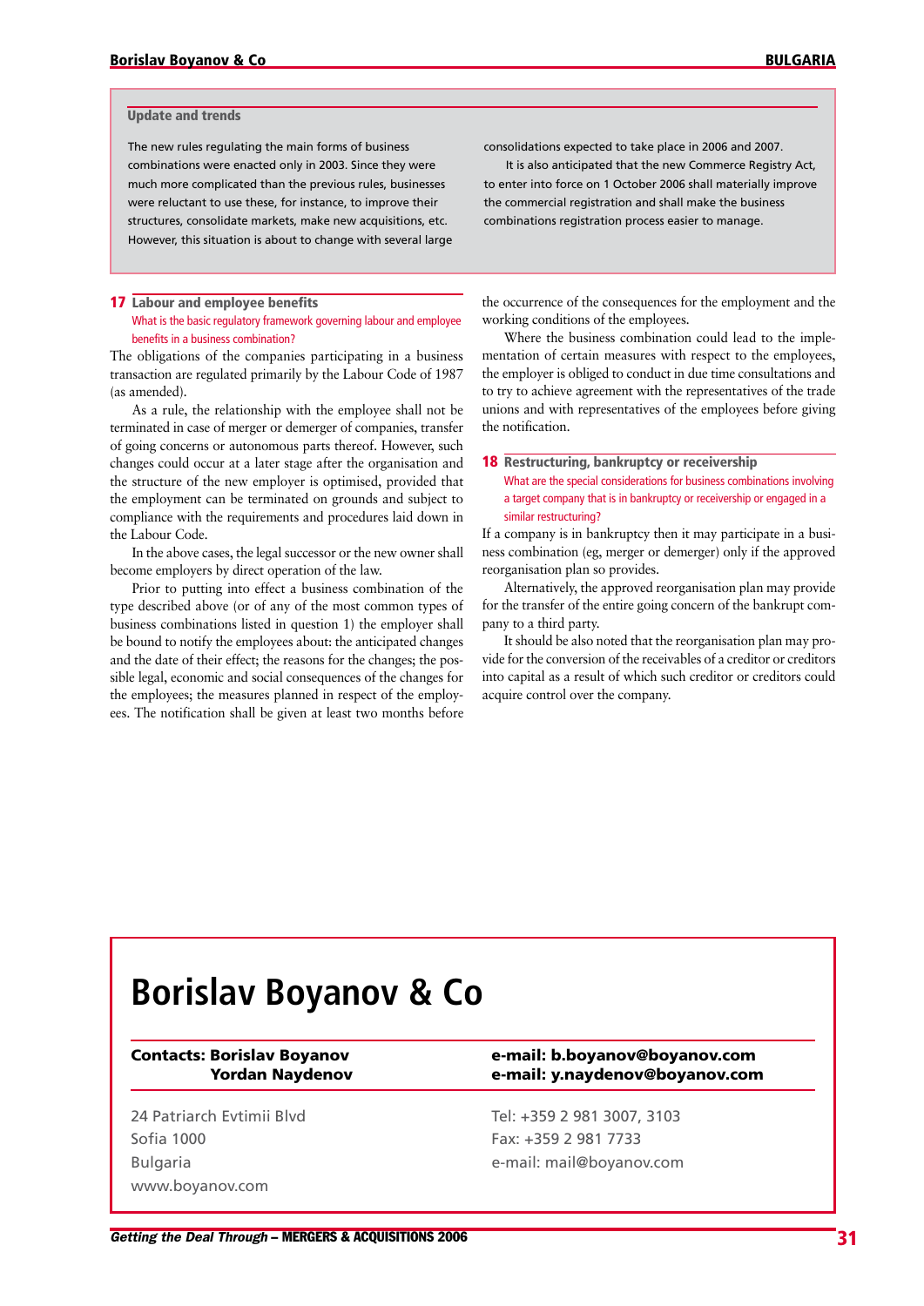## Update and trends

The new rules regulating the main forms of business combinations were enacted only in 2003. Since they were much more complicated than the previous rules, businesses were reluctant to use these, for instance, to improve their structures, consolidate markets, make new acquisitions, etc. However, this situation is about to change with several large consolidations expected to take place in 2006 and 2007.

It is also anticipated that the new Commerce Registry Act, to enter into force on 1 October 2006 shall materially improve the commercial registration and shall make the business combinations registration process easier to manage.

## 17 Labour and employee benefits

**What is the basic regulatory framework governing labour and employee benefits in a business combination?**

The obligations of the companies participating in a business transaction are regulated primarily by the Labour Code of 1987 (as amended).

As a rule, the relationship with the employee shall not be terminated in case of merger or demerger of companies, transfer of going concerns or autonomous parts thereof. However, such changes could occur at a later stage after the organisation and the structure of the new employer is optimised, provided that the employment can be terminated on grounds and subject to compliance with the requirements and procedures laid down in the Labour Code.

In the above cases, the legal successor or the new owner shall become employers by direct operation of the law.

Prior to putting into effect a business combination of the type described above (or of any of the most common types of business combinations listed in question 1) the employer shall be bound to notify the employees about: the anticipated changes and the date of their effect; the reasons for the changes; the possible legal, economic and social consequences of the changes for the employees; the measures planned in respect of the employees. The notification shall be given at least two months before the occurrence of the consequences for the employment and the working conditions of the employees.

Where the business combination could lead to the implementation of certain measures with respect to the employees, the employer is obliged to conduct in due time consultations and to try to achieve agreement with the representatives of the trade unions and with representatives of the employees before giving the notification.

## 18 Restructuring, bankruptcy or receivership

**What are the special considerations for business combinations involving a target company that is in bankruptcy or receivership or engaged in a similar restructuring?**

If a company is in bankruptcy then it may participate in a business combination (eg, merger or demerger) only if the approved reorganisation plan so provides.

Alternatively, the approved reorganisation plan may provide for the transfer of the entire going concern of the bankrupt company to a third party.

It should be also noted that the reorganisation plan may provide for the conversion of the receivables of a creditor or creditors into capital as a result of which such creditor or creditors could acquire control over the company.

# Borislav Boyanov & Co

**Contacts: Borislav Boyanov**
**Yordan Naydenov**

**e-mail: b.boyanov@boyanov.com**
**e-mail: y.naydenov@boyanov.com**

24 Patriarch Evtimii Blvd
Sofia 1000
Bulgaria
www.boyanov.com

Tel: +359 2 981 3007, 3103
Fax: +359 2 981 7733
e-mail: mail@boyanov.com